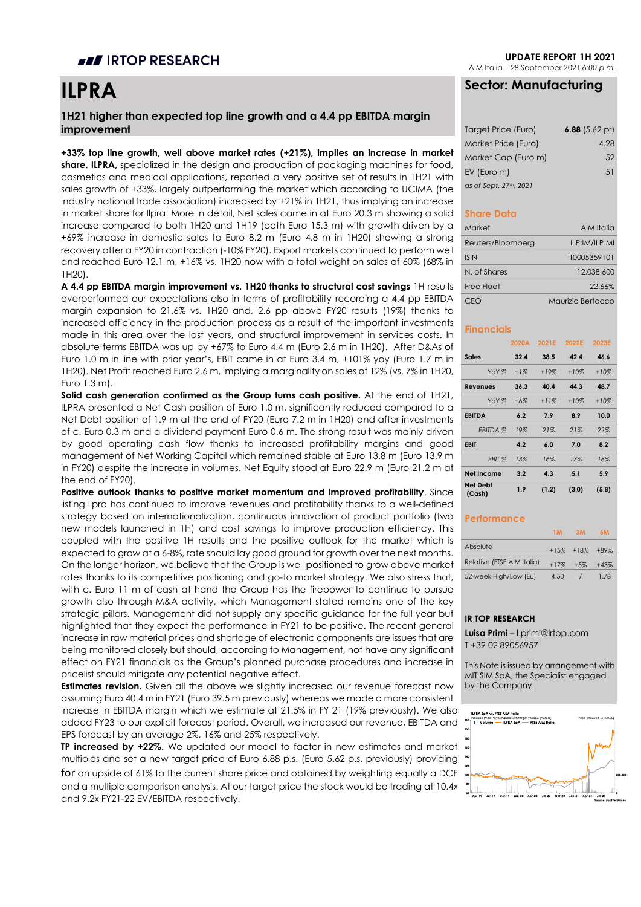# IRTOP RESEARCH

**UPDATE REPORT 1H 2021**
AIM Italia – 28 September 2021 *6:00 p.m.*

# ILPRA

## Sector: Manufacturing

### 1H21 higher than expected top line growth and a 4.4 pp EBITDA margin improvement

**+33% top line growth, well above market rates (+21%), implies an increase in market share. ILPRA,** specialized in the design and production of packaging machines for food, cosmetics and medical applications, reported a very positive set of results in 1H21 with sales growth of +33%, largely outperforming the market which according to UCIMA (the industry national trade association) increased by +21% in 1H21, thus implying an increase in market share for Ilpra. More in detail, Net sales came in at Euro 20.3 m showing a solid increase compared to both 1H20 and 1H19 (both Euro 15.3 m) with growth driven by a +69% increase in domestic sales to Euro 8.2 m (Euro 4.8 m in 1H20) showing a strong recovery after a FY20 in contraction (-10% FY20). Export markets continued to perform well and reached Euro 12.1 m, +16% vs. 1H20 now with a total weight on sales of 60% (68% in 1H20).

**A 4.4 pp EBITDA margin improvement vs. 1H20 thanks to structural cost savings** 1H results overperformed our expectations also in terms of profitability recording a 4.4 pp EBITDA margin expansion to 21.6% vs. 1H20 and, 2.6 pp above FY20 results (19%) thanks to increased efficiency in the production process as a result of the important investments made in this area over the last years, and structural improvement in services costs. In absolute terms EBITDA was up by +67% to Euro 4.4 m (Euro 2.6 m in 1H20). After D&As of Euro 1.0 m in line with prior year's, EBIT came in at Euro 3.4 m, +101% yoy (Euro 1.7 m in 1H20). Net Profit reached Euro 2.6 m, implying a marginality on sales of 12% (vs. 7% in 1H20, Euro 1.3 m).

**Solid cash generation confirmed as the Group turns cash positive.** At the end of 1H21, ILPRA presented a Net Cash position of Euro 1.0 m, significantly reduced compared to a Net Debt position of 1.9 m at the end of FY20 (Euro 7.2 m in 1H20) and after investments of c. Euro 0.3 m and a dividend payment Euro 0.6 m. The strong result was mainly driven by good operating cash flow thanks to increased profitability margins and good management of Net Working Capital which remained stable at Euro 13.8 m (Euro 13.9 m in FY20) despite the increase in volumes. Net Equity stood at Euro 22.9 m (Euro 21.2 m at the end of FY20).

**Positive outlook thanks to positive market momentum and improved profitability**. Since listing Ilpra has continued to improve revenues and profitability thanks to a well-defined strategy based on internationalization, continuous innovation of product portfolio (two new models launched in 1H) and cost savings to improve production efficiency. This coupled with the positive 1H results and the positive outlook for the market which is expected to grow at a 6-8%, rate should lay good ground for growth over the next months. On the longer horizon, we believe that the Group is well positioned to grow above market rates thanks to its competitive positioning and go-to market strategy. We also stress that, with c. Euro 11 m of cash at hand the Group has the firepower to continue to pursue growth also through M&A activity, which Management stated remains one of the key strategic pillars. Management did not supply any specific guidance for the full year but highlighted that they expect the performance in FY21 to be positive. The recent general increase in raw material prices and shortage of electronic components are issues that are being monitored closely but should, according to Management, not have any significant effect on FY21 financials as the Group's planned purchase procedures and increase in pricelist should mitigate any potential negative effect.

**Estimates revision.** Given all the above we slightly increased our revenue forecast now assuming Euro 40.4 m in FY21 (Euro 39.5 m previously) whereas we made a more consistent increase in EBITDA margin which we estimate at 21.5% in FY 21 (19% previously). We also added FY23 to our explicit forecast period. Overall, we increased our revenue, EBITDA and EPS forecast by an average 2%, 16% and 25% respectively.

**TP increased by +22%.** We updated our model to factor in new estimates and market multiples and set a new target price of Euro 6.88 p.s. (Euro 5.62 p.s. previously) providing for an upside of 61% to the current share price and obtained by weighting equally a DCF and a multiple comparison analysis. At our target price the stock would be trading at 10.4x and 9.2x FY21-22 EV/EBITDA respectively.

| | |
|---|---|
| Target Price (Euro) | **6.88** (5.62 pr) |
| Market Price (Euro) | 4.28 |
| Market Cap (Euro m) | 52 |
| EV (Euro m) | 51 |

*as of Sept. 27th, 2021*

### Share Data

| | |
|---|---|
| Market | AIM Italia |
| Reuters/Bloomberg | ILP:IM/ILP.MI |
| ISIN | IT0005359101 |
| N. of Shares | 12,038,600 |
| Free Float | 22.66% |
| CEO | Maurizio Bertocco |

### Financials

| | 2020A | 2021E | 2022E | 2023E |
|---|---|---|---|---|
| **Sales** | 32.4 | 38.5 | 42.4 | 46.6 |
| *YoY %* | *+1%* | *+19%* | *+10%* | *+10%* |
| **Revenues** | 36.3 | 40.4 | 44.3 | 48.7 |
| *YoY %* | *+6%* | *+11%* | *+10%* | *+10%* |
| **EBITDA** | 6.2 | 7.9 | 8.9 | 10.0 |
| *EBITDA %* | *19%* | *21%* | *21%* | *22%* |
| **EBIT** | 4.2 | 6.0 | 7.0 | 8.2 |
| *EBIT %* | *13%* | *16%* | *17%* | *18%* |
| **Net Income** | 3.2 | 4.3 | 5.1 | 5.9 |
| **Net Debt (Cash)** | 1.9 | (1.2) | (3.0) | (5.8) |

### Performance

| | 1M | 3M | 6M |
|---|---|---|---|
| Absolute | +15% | +18% | +89% |
| Relative (FTSE AIM Italia) | +17% | +5% | +43% |
| 52-week High/Low (Eu) | 4.50 | / | 1.78 |

**IR TOP RESEARCH**

**Luisa Primi** – l.primi@irtop.com
T +39 02 89056957

This Note is issued by arrangement with MIT SIM SpA, the Specialist engaged by the Company.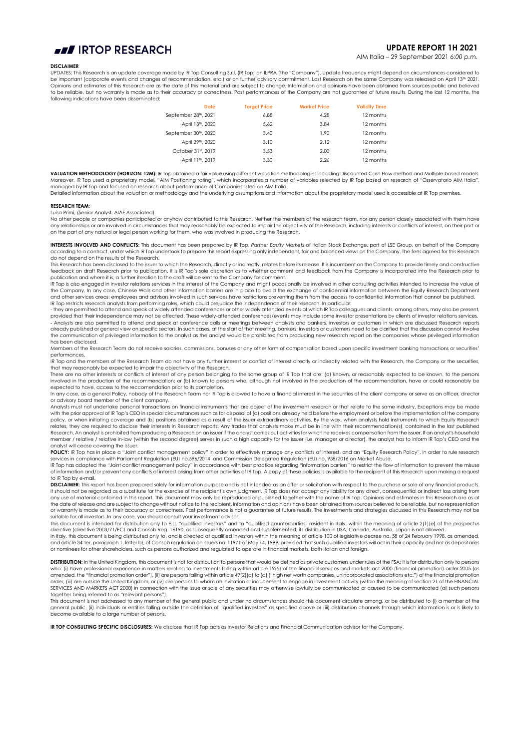# IRTOP RESEARCH

## UPDATE REPORT 1H 2021

AIM Italia – 29 September 2021 *6:00 p.m.*

**DISCLAIMER**

UPDATES: This Research is an update coverage made by IR Top Consulting S.r.l. (IR Top) on ILPRA (the "Company"). Update frequency might depend on circumstances considered to be important (corporate events and changes of recommendation, etc.) or on further advisory commitment. Last Research on the same Company was released on April 13th 2021. Opinions and estimates of this Research are as the date of this material and are subject to change. Information and opinions have been obtained from sources public and believed to be reliable, but no warranty is made as to their accuracy or correctness. Past performances of the Company are not guarantee of future results. During the last 12 months, the following indications have been disseminated:

| Date | Target Price | Market Price | Validity Time |
|---|---|---|---|
| September 28th, 2021 | 6.88 | 4.28 | 12 months |
| April 13th, 2020 | 5.62 | 3.84 | 12 months |
| September 30th, 2020 | 3.40 | 1.90 | 12 months |
| April 29th, 2020 | 3.10 | 2.12 | 12 months |
| October 31st, 2019 | 3.53 | 2.00 | 12 months |
| April 11th, 2019 | 3.30 | 2.26 | 12 months |

**VALUATION METHODOLOGY (HORIZON: 12M):** IR Top obtained a fair value using different valuation methodologies including Discounted Cash Flow method and Multiple-based models. Moreover, IR Top used a proprietary model, "AIM Positioning rating", which incorporates a number of variables selected by IR Top based on research of "Osservatorio AIM Italia", managed by IR Top and focused on research about performance of Companies listed on AIM Italia.

Detailed information about the valuation or methodology and the underlying assumptions and information about the proprietary model used is accessible at IR Top premises.

**RESEARCH TEAM:**

Luisa Primi, (Senior Analyst, AIAF Associated)

No other people or companies participated or anyhow contributed to the Research. Neither the members of the research team, nor any person closely associated with them have any relationships or are involved in circumstances that may reasonably be expected to impair the objectivity of the Research, including interests or conflicts of interest, on their part or on the part of any natural or legal person working for them, who was involved in producing the Research.

**INTERESTS INVOLVED AND CONFLICTS:** This document has been prepared by IR Top, *Partner Equity Markets* of Italian Stock Exchange, part of LSE Group, on behalf of the Company according to a contract, under which IR Top undertook to prepare this report expressing only independent, fair and balanced views on the Company. The fees agreed for this Research do not depend on the results of the Research.

This Research has been disclosed to the issuer to which the Research, directly or indirectly, relates before its release. It is incumbent on the Company to provide timely and constructive feedback on draft Research prior to publication. It is IR Top's sole discretion as to whether comment and feedback from the Company is incorporated into the Research prior to publication and where it is, a further iteration to the draft will be sent to the Company for comment.

IR Top is also engaged in investor relations services in the interest of the Company and might occasionally be involved in other consulting activities intended to increase the value of the Company. In any case, Chinese Walls and other information barriers are in place to avoid the exchange of confidential information between the Equity Research Department and other services areas; employees and advisors involved in such services have restrictions preventing them from the access to confidential information that cannot be published.

IR Top restricts research analysts from performing roles, which could prejudice the independence of their research. In particular:

- they are permitted to attend and speak at widely attended conferences or other widely attended events at which IR Top colleagues and clients, among others, may also be present, provided that their independence may not be affected. These widely-attended conferences/events may include some investor presentations by clients of investor relations services.
- Analysts are also permitted to attend and speak at conference calls or meetings between analysts and bankers, investors or customers in which are discussed Research reports already published or general view on specific sectors. In such cases, at the start of that meeting, bankers, investors or customers need to be clarified that the discussion cannot involve the communication of privileged information to the analyst as the analyst would be prohibited from producing new research report on the companies whose privileged information has been disclosed.

Members of the Research Team do not receive salaries, commissions, bonuses or any other form of compensation based upon specific investment banking transactions or securities' performances.

IR Top and the members of the Research Team do not have any further interest or conflict of interest directly or indirectly related with the Research, the Company or the securities, that may reasonably be expected to impair the objectivity of the Research.

There are no other interests or conflicts of interest of any person belonging to the same group of IR Top that are: (a) known, or reasonably expected to be known, to the persons involved in the production of the recommendation; or (b) known to persons who, although not involved in the production of the recommendation, have or could reasonably be expected to have, access to the reccomendation prior to its completion.

In any case, as a general Policy, nobody of the Research Team nor IR Top is allowed to have a financial interest in the securities of the client company or serve as an officer, director or advisory board member of the client company.

Analysts must not undertake personal transactions on financial instruments that are object of the investment research or that relate to the same industry. Exceptions may be made with the prior approval of IR Top's CEO in special circumstances such as for disposal of (a) positions already held before the employment or before the implementation of the company policy, or when initiating coverage and (b) positions obtained as a result of the issuer extraordinary activities. By the way, when analysts hold instruments to which Equity Research relates, they are required to disclose their interests in Research reports. Any trades that analysts make must be in line with their recommendation(s), contained in the last published Research. An analyst is prohibited from producing a Research on an issuer if the analyst carries out activities for which he receives compensation from the issuer. If an analyst's household member / relative / relative in-law (within the second degree) serves in such a high capacity for the issuer (i.e. manager or director), the analyst has to inform IR Top's CEO and the analyst will cease covering the issuer.

**POLICY:** IR Top has in place a "Joint conflict management policy" in order to effectively manage any conflicts of interest, and an "Equity Research Policy", in order to rule research services in compliance with Parliament Regulation (EU) no.596/2014 and Commission Delegated Regulation (EU) no. 958/2016 on Market Abuse.

IR Top has adopted the "Joint conflict management policy" in accordance with best practice regarding "information barriers" to restrict the flow of information to prevent the misuse of information and/or prevent any conflicts of interest arising from other activities of IR Top. A copy of these policies is available to the recipient of this Research upon making a request to IR Top by e-mail.

**DISCLAIMER:** This report has been prepared solely for information purpose and is not intended as an offer or solicitation with respect to the purchase or sale of any financial products. It should not be regarded as a substitute for the exercise of the recipient's own judgment. IR Top does not accept any liability for any direct, consequential or indirect loss arising from any use of material contained in this report. This document may only be reproduced or published together with the name of IR Top. Opinions and estimates in this Research are as at the date of release and are subject to change without notice to the recipient. Information and opinions have been obtained from sources believed to be reliable, but no representation or warranty is made as to their accuracy or correctness. Past performance is not a guarantee of future results. The investments and strategies discussed in this Research may not be suitable for all investors. In any case, you should consult your investment advisor.

This document is intended for distribution only to E.U. "qualified investors" and to "qualified counterparties" resident in Italy, within the meaning of article 2(1)(e) of the prospectus directive (directive 2003/71/EC) and Consob Reg. 16190, as subsequently amended and supplemented; its distribution in USA, Canada, Australia, Japan is not allowed.

In Italy, this document is being distributed only to, and is directed at qualified investors within the meaning of article 100 of legislative decree no. 58 of 24 February 1998, as amended, and article 34-ter, paragraph 1, letter b), of Consob regulation on issuers no. 11971 of May 14, 1999, provided that such qualified investors will act in their capacity and not as depositaries or nominees for other shareholders, such as persons authorized and regulated to operate in financial markets, both Italian and foreign.

**DISTRIBUTION:** In the United Kingdom, this document is not for distribution to persons that would be defined as private customers under rules of the FSA; it is for distribution only to persons who: (i) have professional experience in matters relating to investments falling within article 19(5) of the financial services and markets act 2000 (financial promotion) order 2005 (as amended, the "financial promotion order"), (ii) are persons falling within article 49(2)(a) to (d) ("high net worth companies, unincorporated associations etc.") of the financial promotion order, (iii) are outside the United Kingdom, or (iv) are persons to whom an invitation or inducement to engage in investment activity (within the meaning of section 21 of the FINANCIAL SERVICES AND MARKETS ACT 2000) in connection with the issue or sale of any securities may otherwise lawfully be communicated or caused to be communicated (all such persons together being referred to as "relevant persons").

This document is not addressed to any member of the general public and under no circumstances should this document circulate among, or be distributed to (i) a member of the general public, (ii) individuals or entities falling outside the definition of "qualified investors" as specified above or (iii) distribution channels through which information is or is likely to become available to a large number of persons.

**IR TOP CONSULTING SPECIFIC DISCLOSURES:** We disclose that IR Top acts as Investor Relations and Financial Communication advisor for the Company.